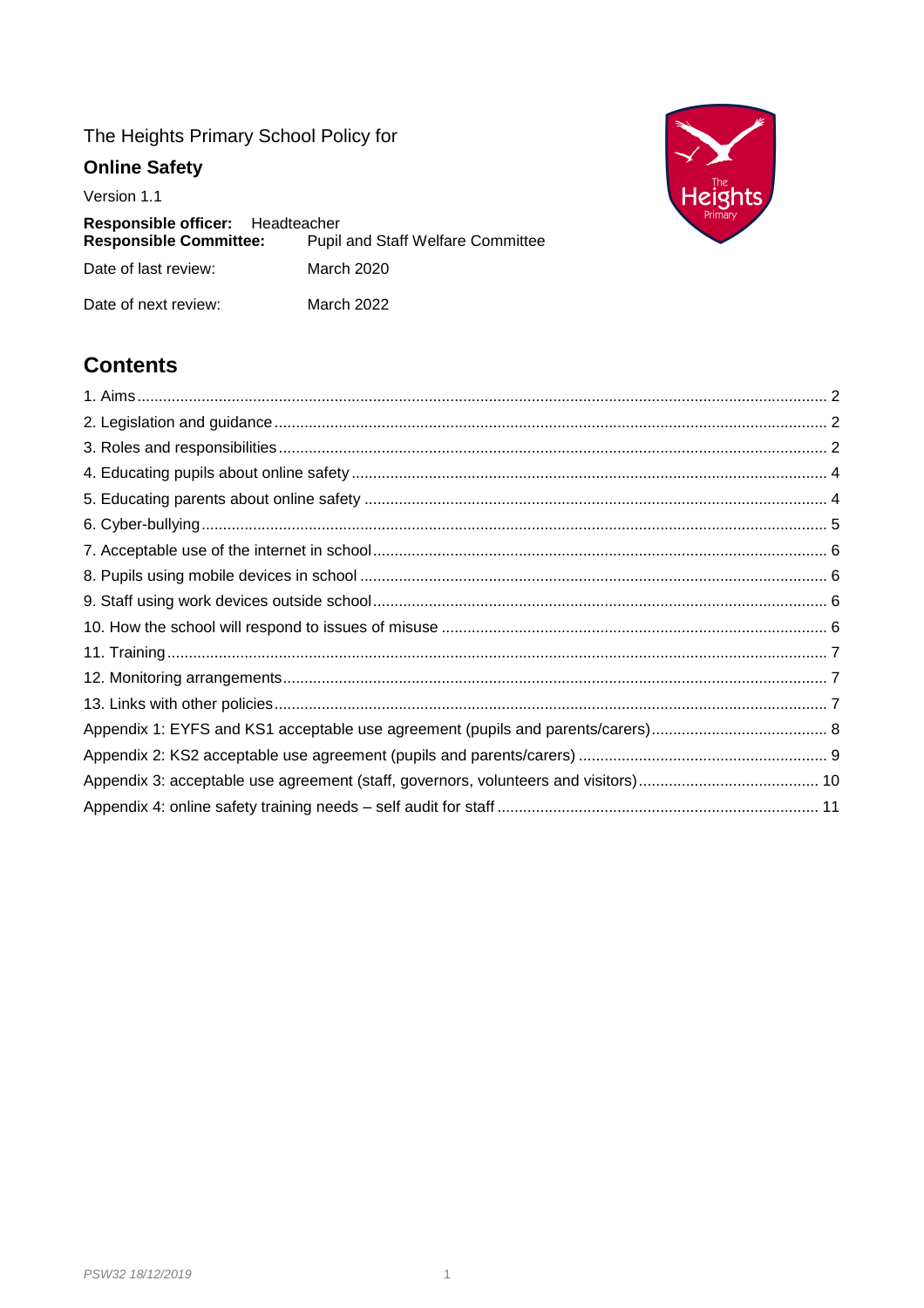The Heights Primary School Policy for

# Online Safety

Version 1.1

**Responsible officer:** Headteacher
**Responsible Committee:** Pupil and Staff Welfare Committee

Date of last review: March 2020

Date of next review: March 2022

## Contents

1. Aims ........ 2
2. Legislation and guidance ........ 2
3. Roles and responsibilities ........ 2
4. Educating pupils about online safety ........ 4
5. Educating parents about online safety ........ 4
6. Cyber-bullying ........ 5
7. Acceptable use of the internet in school ........ 6
8. Pupils using mobile devices in school ........ 6
9. Staff using work devices outside school ........ 6
10. How the school will respond to issues of misuse ........ 6
11. Training ........ 7
12. Monitoring arrangements ........ 7
13. Links with other policies ........ 7

Appendix 1: EYFS and KS1 acceptable use agreement (pupils and parents/carers) ........ 8
Appendix 2: KS2 acceptable use agreement (pupils and parents/carers) ........ 9
Appendix 3: acceptable use agreement (staff, governors, volunteers and visitors) ........ 10
Appendix 4: online safety training needs – self audit for staff ........ 11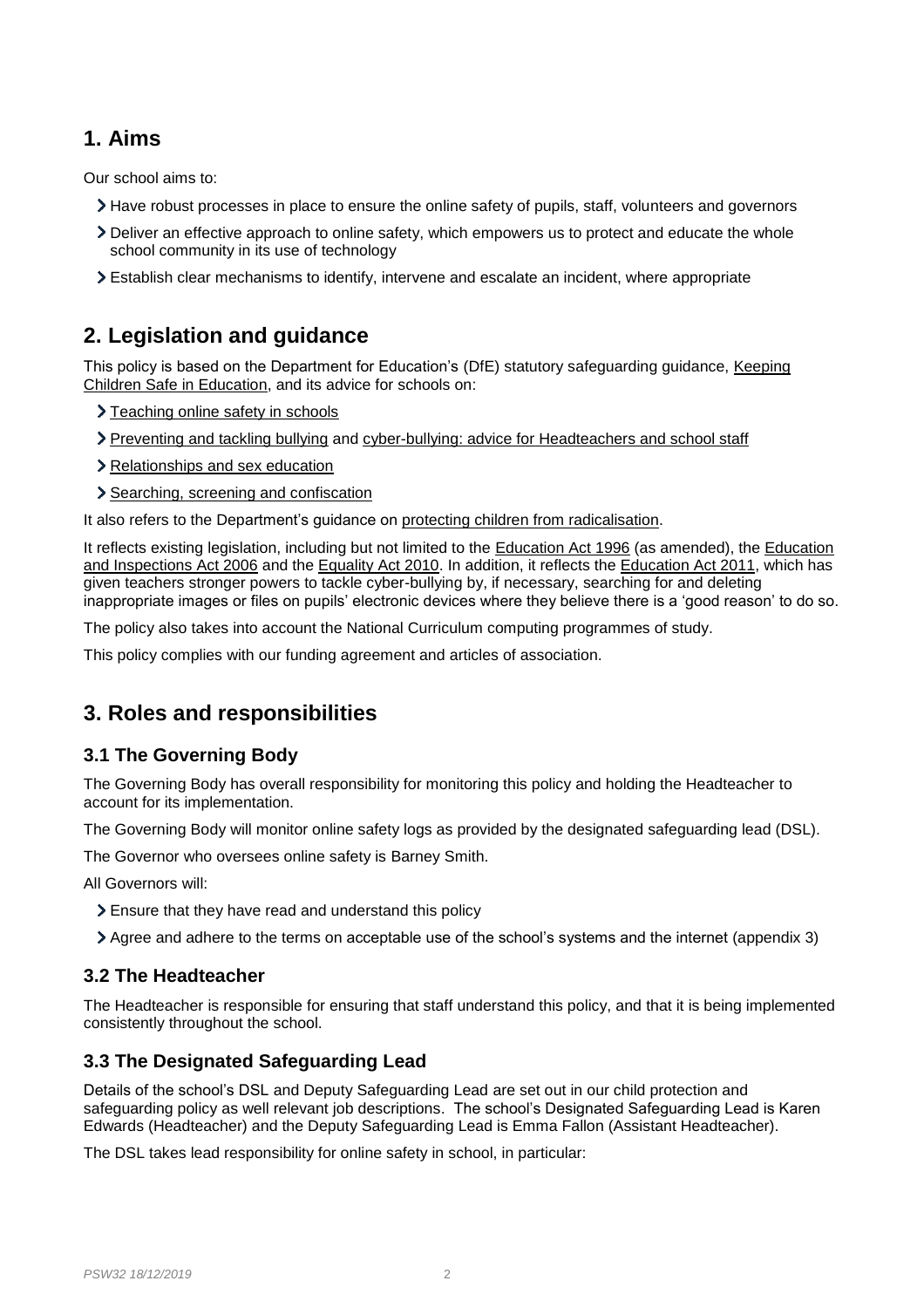## 1. Aims

Our school aims to:

- Have robust processes in place to ensure the online safety of pupils, staff, volunteers and governors
- Deliver an effective approach to online safety, which empowers us to protect and educate the whole school community in its use of technology
- Establish clear mechanisms to identify, intervene and escalate an incident, where appropriate

## 2. Legislation and guidance

This policy is based on the Department for Education's (DfE) statutory safeguarding guidance, Keeping Children Safe in Education, and its advice for schools on:

- Teaching online safety in schools
- Preventing and tackling bullying and cyber-bullying: advice for Headteachers and school staff
- Relationships and sex education
- Searching, screening and confiscation

It also refers to the Department's guidance on protecting children from radicalisation.

It reflects existing legislation, including but not limited to the Education Act 1996 (as amended), the Education and Inspections Act 2006 and the Equality Act 2010. In addition, it reflects the Education Act 2011, which has given teachers stronger powers to tackle cyber-bullying by, if necessary, searching for and deleting inappropriate images or files on pupils' electronic devices where they believe there is a 'good reason' to do so.

The policy also takes into account the National Curriculum computing programmes of study.

This policy complies with our funding agreement and articles of association.

## 3. Roles and responsibilities

### 3.1 The Governing Body

The Governing Body has overall responsibility for monitoring this policy and holding the Headteacher to account for its implementation.

The Governing Body will monitor online safety logs as provided by the designated safeguarding lead (DSL).

The Governor who oversees online safety is Barney Smith.

All Governors will:

- Ensure that they have read and understand this policy
- Agree and adhere to the terms on acceptable use of the school's systems and the internet (appendix 3)

### 3.2 The Headteacher

The Headteacher is responsible for ensuring that staff understand this policy, and that it is being implemented consistently throughout the school.

### 3.3 The Designated Safeguarding Lead

Details of the school's DSL and Deputy Safeguarding Lead are set out in our child protection and safeguarding policy as well relevant job descriptions. The school's Designated Safeguarding Lead is Karen Edwards (Headteacher) and the Deputy Safeguarding Lead is Emma Fallon (Assistant Headteacher).

The DSL takes lead responsibility for online safety in school, in particular: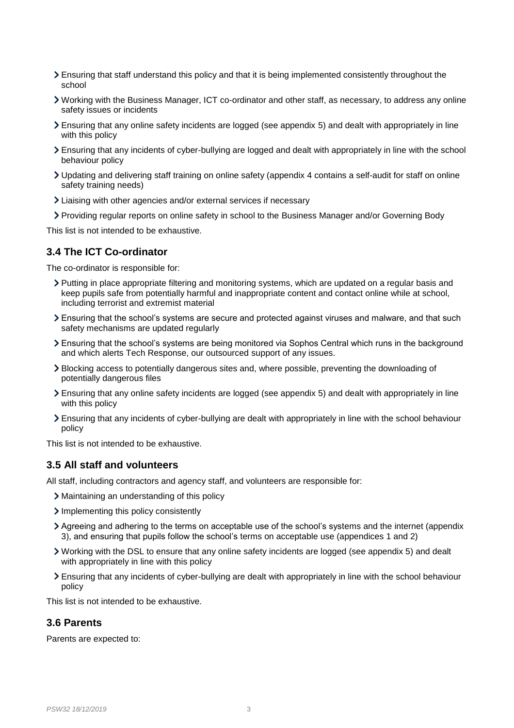- Ensuring that staff understand this policy and that it is being implemented consistently throughout the school
- Working with the Business Manager, ICT co-ordinator and other staff, as necessary, to address any online safety issues or incidents
- Ensuring that any online safety incidents are logged (see appendix 5) and dealt with appropriately in line with this policy
- Ensuring that any incidents of cyber-bullying are logged and dealt with appropriately in line with the school behaviour policy
- Updating and delivering staff training on online safety (appendix 4 contains a self-audit for staff on online safety training needs)
- Liaising with other agencies and/or external services if necessary
- Providing regular reports on online safety in school to the Business Manager and/or Governing Body

This list is not intended to be exhaustive.

### 3.4 The ICT Co-ordinator

The co-ordinator is responsible for:

- Putting in place appropriate filtering and monitoring systems, which are updated on a regular basis and keep pupils safe from potentially harmful and inappropriate content and contact online while at school, including terrorist and extremist material
- Ensuring that the school's systems are secure and protected against viruses and malware, and that such safety mechanisms are updated regularly
- Ensuring that the school's systems are being monitored via Sophos Central which runs in the background and which alerts Tech Response, our outsourced support of any issues.
- Blocking access to potentially dangerous sites and, where possible, preventing the downloading of potentially dangerous files
- Ensuring that any online safety incidents are logged (see appendix 5) and dealt with appropriately in line with this policy
- Ensuring that any incidents of cyber-bullying are dealt with appropriately in line with the school behaviour policy

This list is not intended to be exhaustive.

### 3.5 All staff and volunteers

All staff, including contractors and agency staff, and volunteers are responsible for:

- Maintaining an understanding of this policy
- Implementing this policy consistently
- Agreeing and adhering to the terms on acceptable use of the school's systems and the internet (appendix 3), and ensuring that pupils follow the school's terms on acceptable use (appendices 1 and 2)
- Working with the DSL to ensure that any online safety incidents are logged (see appendix 5) and dealt with appropriately in line with this policy
- Ensuring that any incidents of cyber-bullying are dealt with appropriately in line with the school behaviour policy

This list is not intended to be exhaustive.

### 3.6 Parents

Parents are expected to: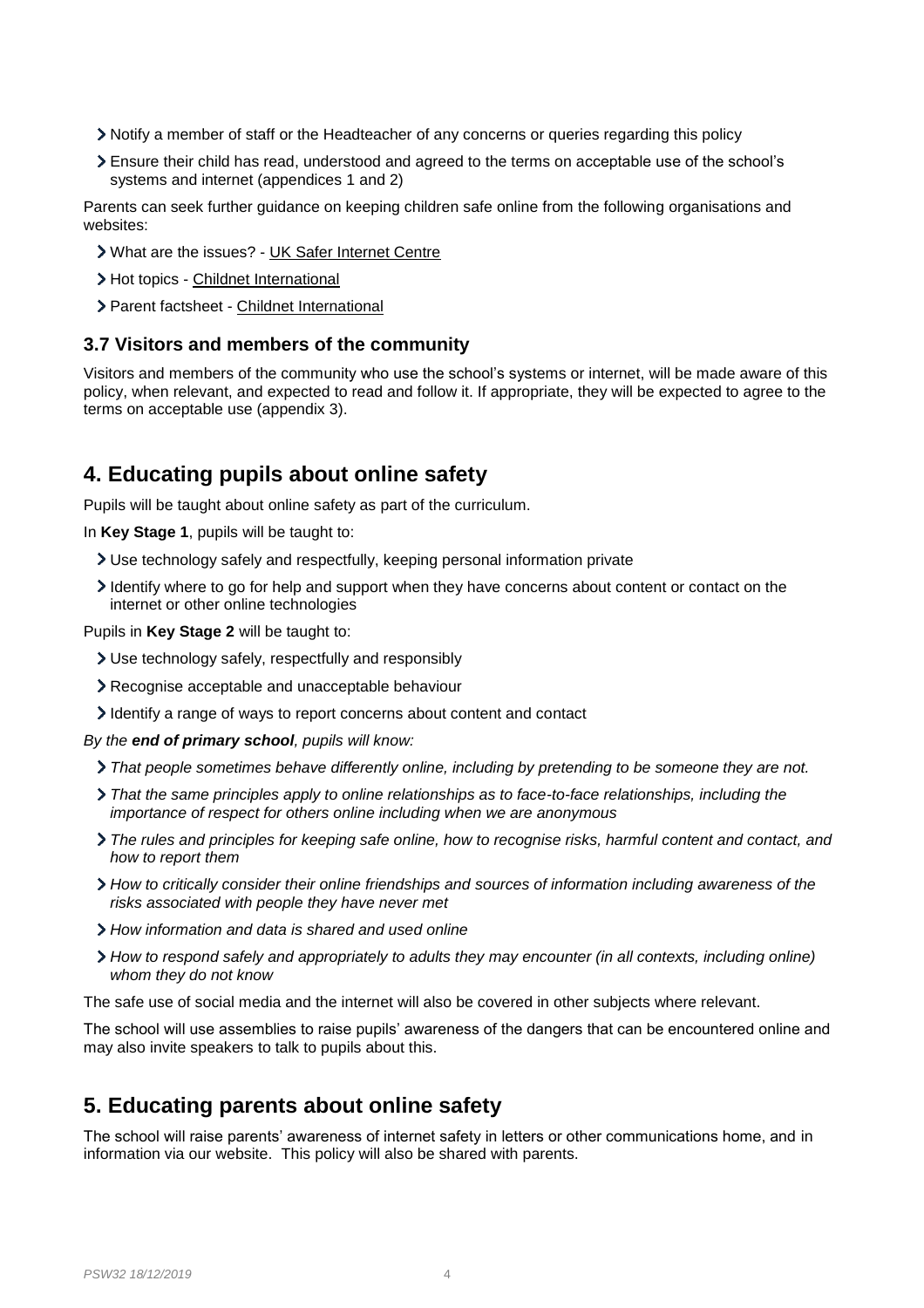- Notify a member of staff or the Headteacher of any concerns or queries regarding this policy
- Ensure their child has read, understood and agreed to the terms on acceptable use of the school's systems and internet (appendices 1 and 2)

Parents can seek further guidance on keeping children safe online from the following organisations and websites:

- What are the issues? - UK Safer Internet Centre
- Hot topics - Childnet International
- Parent factsheet - Childnet International

### 3.7 Visitors and members of the community

Visitors and members of the community who use the school's systems or internet, will be made aware of this policy, when relevant, and expected to read and follow it. If appropriate, they will be expected to agree to the terms on acceptable use (appendix 3).

## 4. Educating pupils about online safety

Pupils will be taught about online safety as part of the curriculum.

In **Key Stage 1**, pupils will be taught to:

- Use technology safely and respectfully, keeping personal information private
- Identify where to go for help and support when they have concerns about content or contact on the internet or other online technologies

Pupils in **Key Stage 2** will be taught to:

- Use technology safely, respectfully and responsibly
- Recognise acceptable and unacceptable behaviour
- Identify a range of ways to report concerns about content and contact

*By the **end of primary school**, pupils will know:*

- *That people sometimes behave differently online, including by pretending to be someone they are not.*
- *That the same principles apply to online relationships as to face-to-face relationships, including the importance of respect for others online including when we are anonymous*
- *The rules and principles for keeping safe online, how to recognise risks, harmful content and contact, and how to report them*
- *How to critically consider their online friendships and sources of information including awareness of the risks associated with people they have never met*
- *How information and data is shared and used online*
- *How to respond safely and appropriately to adults they may encounter (in all contexts, including online) whom they do not know*

The safe use of social media and the internet will also be covered in other subjects where relevant.

The school will use assemblies to raise pupils' awareness of the dangers that can be encountered online and may also invite speakers to talk to pupils about this.

## 5. Educating parents about online safety

The school will raise parents' awareness of internet safety in letters or other communications home, and in information via our website. This policy will also be shared with parents.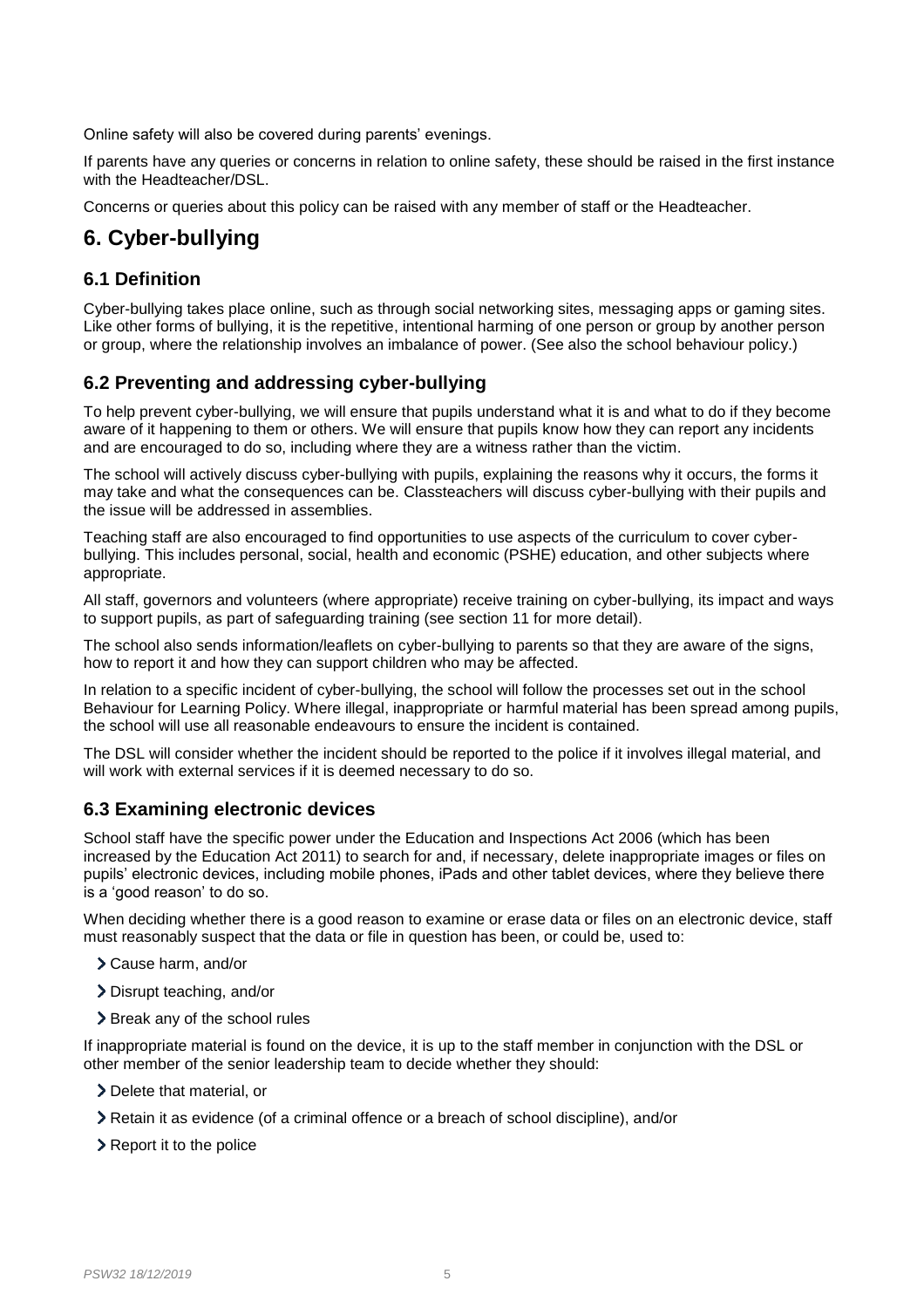Online safety will also be covered during parents' evenings.

If parents have any queries or concerns in relation to online safety, these should be raised in the first instance with the Headteacher/DSL.

Concerns or queries about this policy can be raised with any member of staff or the Headteacher.

# 6. Cyber-bullying

## 6.1 Definition

Cyber-bullying takes place online, such as through social networking sites, messaging apps or gaming sites. Like other forms of bullying, it is the repetitive, intentional harming of one person or group by another person or group, where the relationship involves an imbalance of power. (See also the school behaviour policy.)

## 6.2 Preventing and addressing cyber-bullying

To help prevent cyber-bullying, we will ensure that pupils understand what it is and what to do if they become aware of it happening to them or others. We will ensure that pupils know how they can report any incidents and are encouraged to do so, including where they are a witness rather than the victim.

The school will actively discuss cyber-bullying with pupils, explaining the reasons why it occurs, the forms it may take and what the consequences can be. Classteachers will discuss cyber-bullying with their pupils and the issue will be addressed in assemblies.

Teaching staff are also encouraged to find opportunities to use aspects of the curriculum to cover cyber-bullying. This includes personal, social, health and economic (PSHE) education, and other subjects where appropriate.

All staff, governors and volunteers (where appropriate) receive training on cyber-bullying, its impact and ways to support pupils, as part of safeguarding training (see section 11 for more detail).

The school also sends information/leaflets on cyber-bullying to parents so that they are aware of the signs, how to report it and how they can support children who may be affected.

In relation to a specific incident of cyber-bullying, the school will follow the processes set out in the school Behaviour for Learning Policy. Where illegal, inappropriate or harmful material has been spread among pupils, the school will use all reasonable endeavours to ensure the incident is contained.

The DSL will consider whether the incident should be reported to the police if it involves illegal material, and will work with external services if it is deemed necessary to do so.

## 6.3 Examining electronic devices

School staff have the specific power under the Education and Inspections Act 2006 (which has been increased by the Education Act 2011) to search for and, if necessary, delete inappropriate images or files on pupils' electronic devices, including mobile phones, iPads and other tablet devices, where they believe there is a 'good reason' to do so.

When deciding whether there is a good reason to examine or erase data or files on an electronic device, staff must reasonably suspect that the data or file in question has been, or could be, used to:

- Cause harm, and/or
- Disrupt teaching, and/or
- Break any of the school rules

If inappropriate material is found on the device, it is up to the staff member in conjunction with the DSL or other member of the senior leadership team to decide whether they should:

- Delete that material, or
- Retain it as evidence (of a criminal offence or a breach of school discipline), and/or
- Report it to the police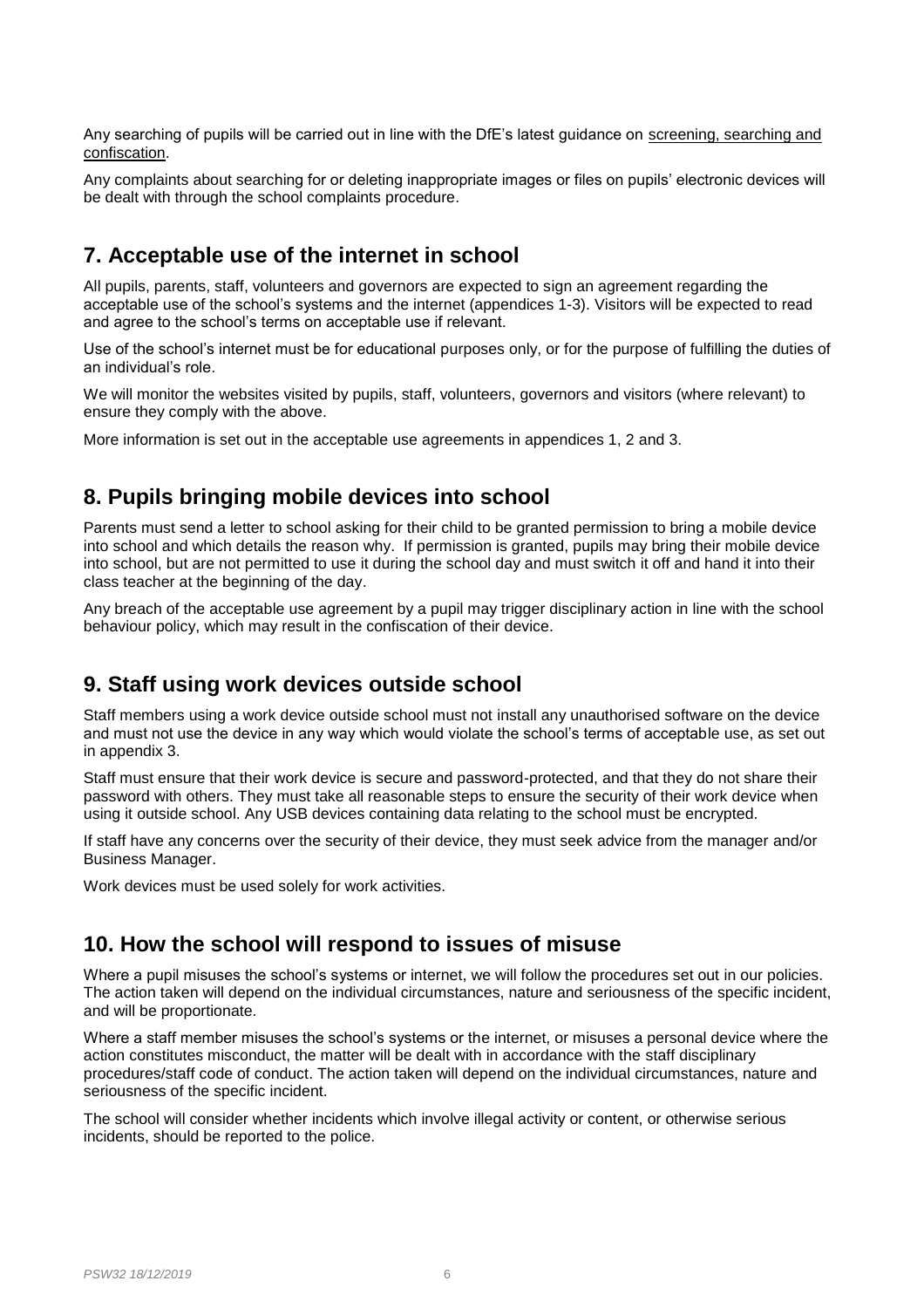Any searching of pupils will be carried out in line with the DfE's latest guidance on screening, searching and confiscation.

Any complaints about searching for or deleting inappropriate images or files on pupils' electronic devices will be dealt with through the school complaints procedure.

## 7. Acceptable use of the internet in school

All pupils, parents, staff, volunteers and governors are expected to sign an agreement regarding the acceptable use of the school's systems and the internet (appendices 1-3). Visitors will be expected to read and agree to the school's terms on acceptable use if relevant.

Use of the school's internet must be for educational purposes only, or for the purpose of fulfilling the duties of an individual's role.

We will monitor the websites visited by pupils, staff, volunteers, governors and visitors (where relevant) to ensure they comply with the above.

More information is set out in the acceptable use agreements in appendices 1, 2 and 3.

## 8. Pupils bringing mobile devices into school

Parents must send a letter to school asking for their child to be granted permission to bring a mobile device into school and which details the reason why. If permission is granted, pupils may bring their mobile device into school, but are not permitted to use it during the school day and must switch it off and hand it into their class teacher at the beginning of the day.

Any breach of the acceptable use agreement by a pupil may trigger disciplinary action in line with the school behaviour policy, which may result in the confiscation of their device.

## 9. Staff using work devices outside school

Staff members using a work device outside school must not install any unauthorised software on the device and must not use the device in any way which would violate the school's terms of acceptable use, as set out in appendix 3.

Staff must ensure that their work device is secure and password-protected, and that they do not share their password with others. They must take all reasonable steps to ensure the security of their work device when using it outside school. Any USB devices containing data relating to the school must be encrypted.

If staff have any concerns over the security of their device, they must seek advice from the manager and/or Business Manager.

Work devices must be used solely for work activities.

## 10. How the school will respond to issues of misuse

Where a pupil misuses the school's systems or internet, we will follow the procedures set out in our policies. The action taken will depend on the individual circumstances, nature and seriousness of the specific incident, and will be proportionate.

Where a staff member misuses the school's systems or the internet, or misuses a personal device where the action constitutes misconduct, the matter will be dealt with in accordance with the staff disciplinary procedures/staff code of conduct. The action taken will depend on the individual circumstances, nature and seriousness of the specific incident.

The school will consider whether incidents which involve illegal activity or content, or otherwise serious incidents, should be reported to the police.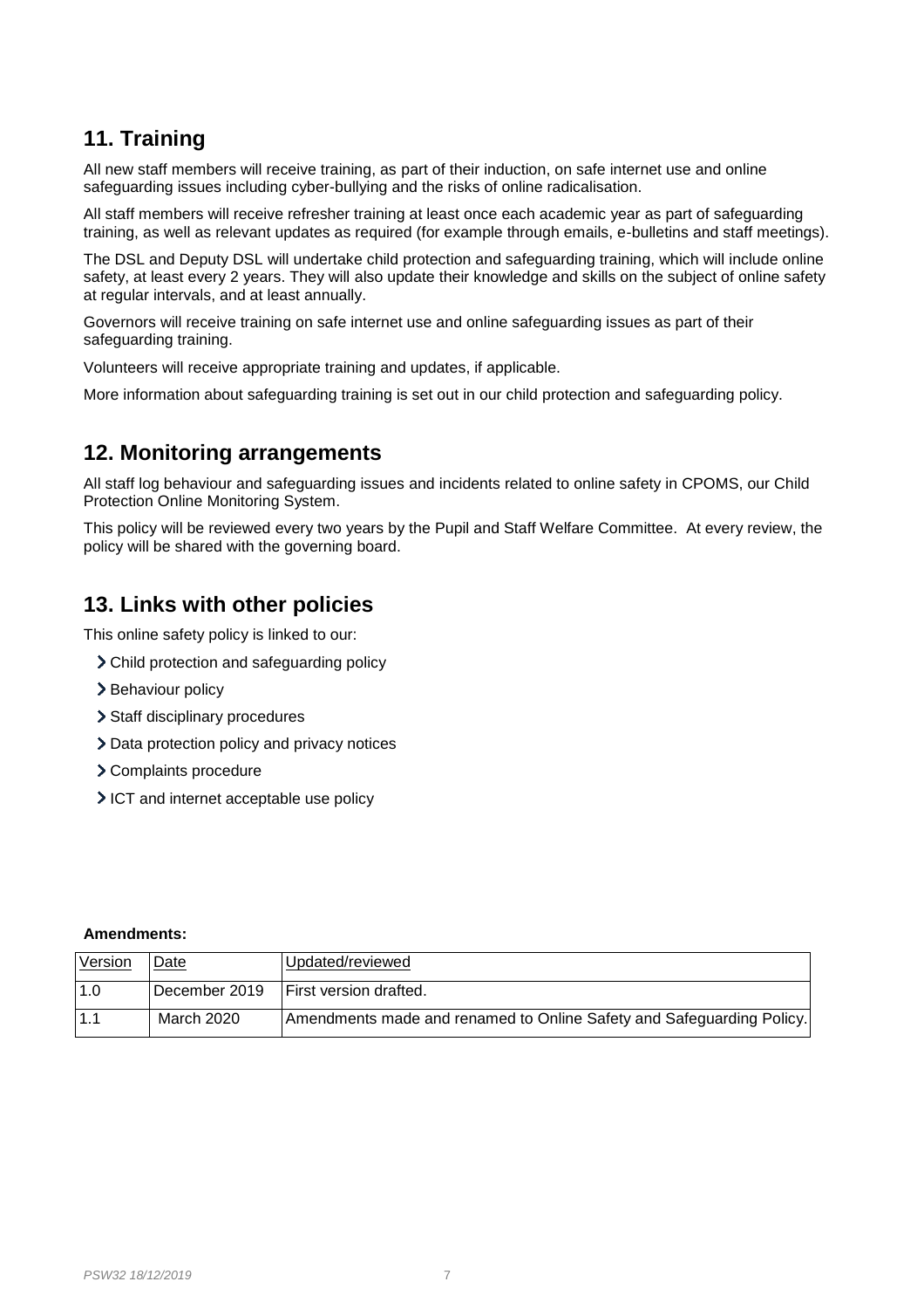## 11. Training

All new staff members will receive training, as part of their induction, on safe internet use and online safeguarding issues including cyber-bullying and the risks of online radicalisation.

All staff members will receive refresher training at least once each academic year as part of safeguarding training, as well as relevant updates as required (for example through emails, e-bulletins and staff meetings).

The DSL and Deputy DSL will undertake child protection and safeguarding training, which will include online safety, at least every 2 years. They will also update their knowledge and skills on the subject of online safety at regular intervals, and at least annually.

Governors will receive training on safe internet use and online safeguarding issues as part of their safeguarding training.

Volunteers will receive appropriate training and updates, if applicable.

More information about safeguarding training is set out in our child protection and safeguarding policy.

## 12. Monitoring arrangements

All staff log behaviour and safeguarding issues and incidents related to online safety in CPOMS, our Child Protection Online Monitoring System.

This policy will be reviewed every two years by the Pupil and Staff Welfare Committee. At every review, the policy will be shared with the governing board.

## 13. Links with other policies

This online safety policy is linked to our:

- Child protection and safeguarding policy
- Behaviour policy
- Staff disciplinary procedures
- Data protection policy and privacy notices
- Complaints procedure
- ICT and internet acceptable use policy

**Amendments:**

| Version | Date | Updated/reviewed |
|---|---|---|
| 1.0 | December 2019 | First version drafted. |
| 1.1 | March 2020 | Amendments made and renamed to Online Safety and Safeguarding Policy. |

*PSW32 18/12/2019*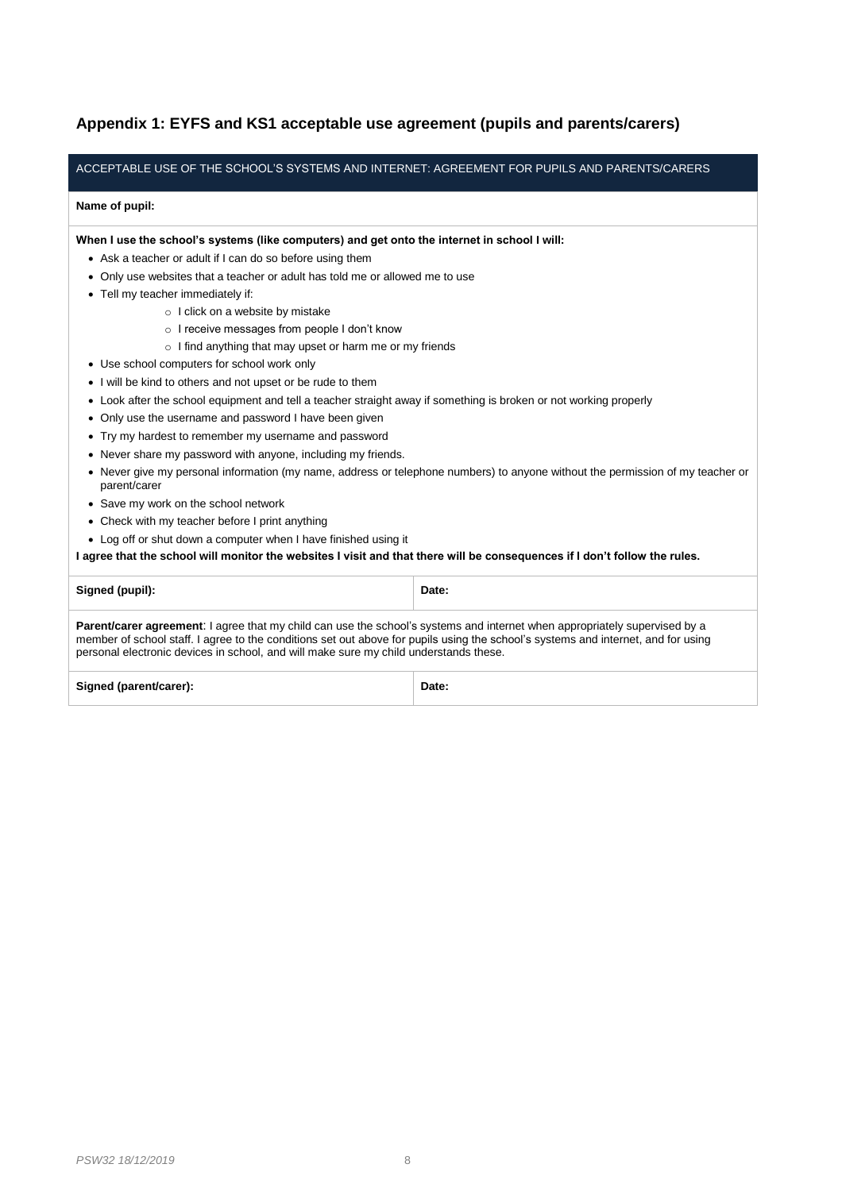## Appendix 1: EYFS and KS1 acceptable use agreement (pupils and parents/carers)

| ACCEPTABLE USE OF THE SCHOOL'S SYSTEMS AND INTERNET: AGREEMENT FOR PUPILS AND PARENTS/CARERS | |
|---|---|
| **Name of pupil:** | |

**When I use the school's systems (like computers) and get onto the internet in school I will:**

- Ask a teacher or adult if I can do so before using them
- Only use websites that a teacher or adult has told me or allowed me to use
- Tell my teacher immediately if:
  - I click on a website by mistake
  - I receive messages from people I don't know
  - I find anything that may upset or harm me or my friends
- Use school computers for school work only
- I will be kind to others and not upset or be rude to them
- Look after the school equipment and tell a teacher straight away if something is broken or not working properly
- Only use the username and password I have been given
- Try my hardest to remember my username and password
- Never share my password with anyone, including my friends.
- Never give my personal information (my name, address or telephone numbers) to anyone without the permission of my teacher or parent/carer
- Save my work on the school network
- Check with my teacher before I print anything
- Log off or shut down a computer when I have finished using it

**I agree that the school will monitor the websites I visit and that there will be consequences if I don't follow the rules.**

| **Signed (pupil):** | **Date:** |
|---|---|

**Parent/carer agreement**: I agree that my child can use the school's systems and internet when appropriately supervised by a member of school staff. I agree to the conditions set out above for pupils using the school's systems and internet, and for using personal electronic devices in school, and will make sure my child understands these.

| **Signed (parent/carer):** | **Date:** |
|---|---|

*PSW32 18/12/2019*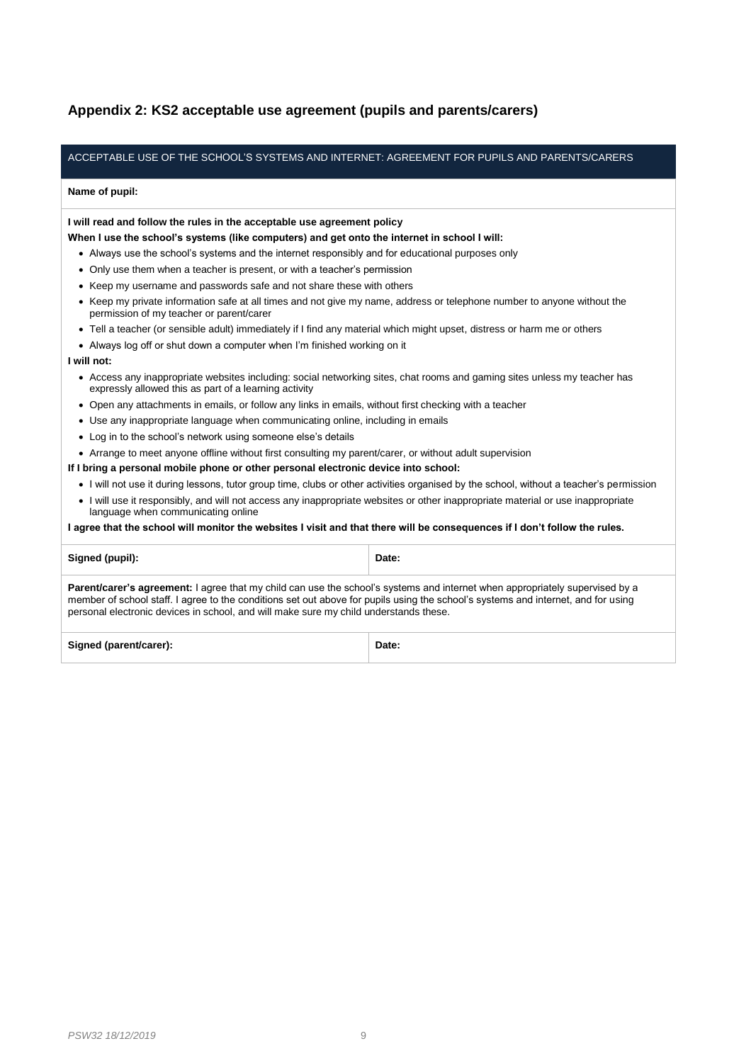## Appendix 2: KS2 acceptable use agreement (pupils and parents/carers)

| ACCEPTABLE USE OF THE SCHOOL'S SYSTEMS AND INTERNET: AGREEMENT FOR PUPILS AND PARENTS/CARERS | |
|---|---|
| **Name of pupil:** | |

**I will read and follow the rules in the acceptable use agreement policy**

**When I use the school's systems (like computers) and get onto the internet in school I will:**

- Always use the school's systems and the internet responsibly and for educational purposes only
- Only use them when a teacher is present, or with a teacher's permission
- Keep my username and passwords safe and not share these with others
- Keep my private information safe at all times and not give my name, address or telephone number to anyone without the permission of my teacher or parent/carer
- Tell a teacher (or sensible adult) immediately if I find any material which might upset, distress or harm me or others
- Always log off or shut down a computer when I'm finished working on it

**I will not:**

- Access any inappropriate websites including: social networking sites, chat rooms and gaming sites unless my teacher has expressly allowed this as part of a learning activity
- Open any attachments in emails, or follow any links in emails, without first checking with a teacher
- Use any inappropriate language when communicating online, including in emails
- Log in to the school's network using someone else's details
- Arrange to meet anyone offline without first consulting my parent/carer, or without adult supervision

**If I bring a personal mobile phone or other personal electronic device into school:**

- I will not use it during lessons, tutor group time, clubs or other activities organised by the school, without a teacher's permission
- I will use it responsibly, and will not access any inappropriate websites or other inappropriate material or use inappropriate language when communicating online

**I agree that the school will monitor the websites I visit and that there will be consequences if I don't follow the rules.**

| **Signed (pupil):** | **Date:** |
|---|---|

**Parent/carer's agreement:** I agree that my child can use the school's systems and internet when appropriately supervised by a member of school staff. I agree to the conditions set out above for pupils using the school's systems and internet, and for using personal electronic devices in school, and will make sure my child understands these.

| **Signed (parent/carer):** | **Date:** |
|---|---|

*PSW32 18/12/2019*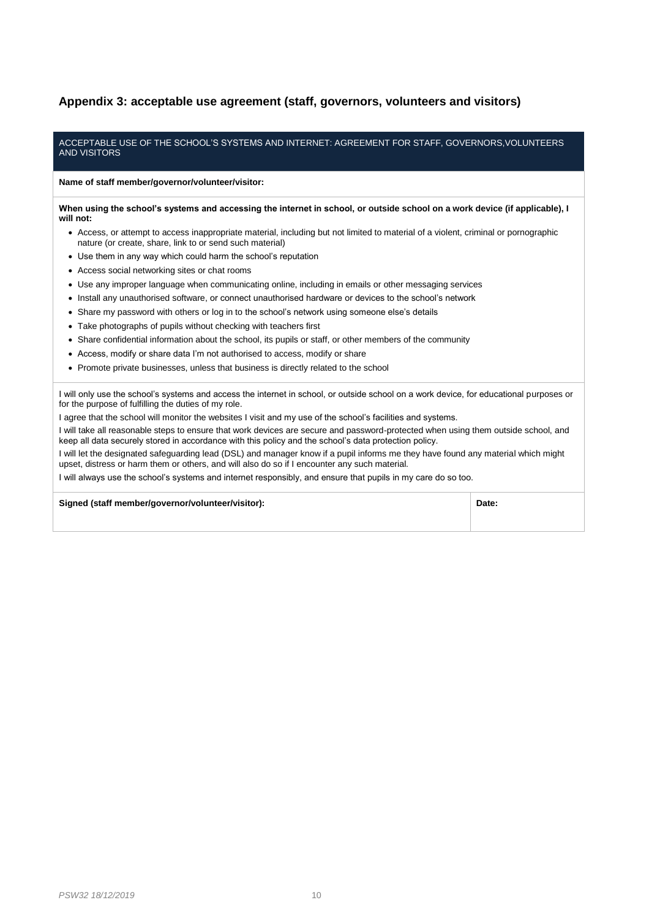## Appendix 3: acceptable use agreement (staff, governors, volunteers and visitors)

ACCEPTABLE USE OF THE SCHOOL'S SYSTEMS AND INTERNET: AGREEMENT FOR STAFF, GOVERNORS,VOLUNTEERS AND VISITORS

**Name of staff member/governor/volunteer/visitor:**

**When using the school's systems and accessing the internet in school, or outside school on a work device (if applicable), I will not:**

- Access, or attempt to access inappropriate material, including but not limited to material of a violent, criminal or pornographic nature (or create, share, link to or send such material)
- Use them in any way which could harm the school's reputation
- Access social networking sites or chat rooms
- Use any improper language when communicating online, including in emails or other messaging services
- Install any unauthorised software, or connect unauthorised hardware or devices to the school's network
- Share my password with others or log in to the school's network using someone else's details
- Take photographs of pupils without checking with teachers first
- Share confidential information about the school, its pupils or staff, or other members of the community
- Access, modify or share data I'm not authorised to access, modify or share
- Promote private businesses, unless that business is directly related to the school

I will only use the school's systems and access the internet in school, or outside school on a work device, for educational purposes or for the purpose of fulfilling the duties of my role.

I agree that the school will monitor the websites I visit and my use of the school's facilities and systems.

I will take all reasonable steps to ensure that work devices are secure and password-protected when using them outside school, and keep all data securely stored in accordance with this policy and the school's data protection policy.

I will let the designated safeguarding lead (DSL) and manager know if a pupil informs me they have found any material which might upset, distress or harm them or others, and will also do so if I encounter any such material.

I will always use the school's systems and internet responsibly, and ensure that pupils in my care do so too.

| **Signed (staff member/governor/volunteer/visitor):** | **Date:** |
| --- | --- |
| | |

*PSW32 18/12/2019*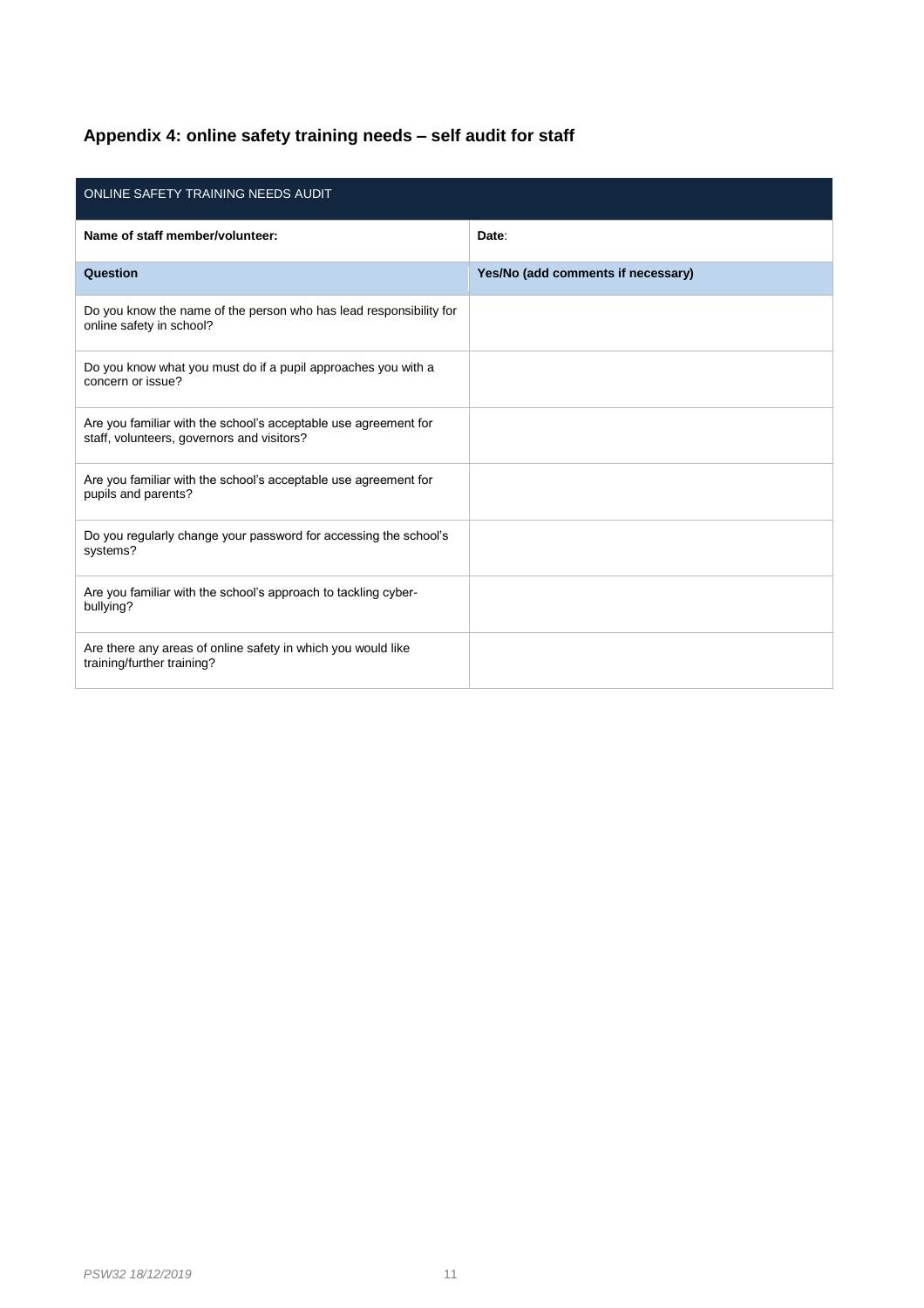## Appendix 4: online safety training needs – self audit for staff

| ONLINE SAFETY TRAINING NEEDS AUDIT | |
|---|---|
| **Name of staff member/volunteer:** | **Date**: |
| **Question** | **Yes/No (add comments if necessary)** |
| Do you know the name of the person who has lead responsibility for online safety in school? | |
| Do you know what you must do if a pupil approaches you with a concern or issue? | |
| Are you familiar with the school's acceptable use agreement for staff, volunteers, governors and visitors? | |
| Are you familiar with the school's acceptable use agreement for pupils and parents? | |
| Do you regularly change your password for accessing the school's systems? | |
| Are you familiar with the school's approach to tackling cyber-bullying? | |
| Are there any areas of online safety in which you would like training/further training? | |